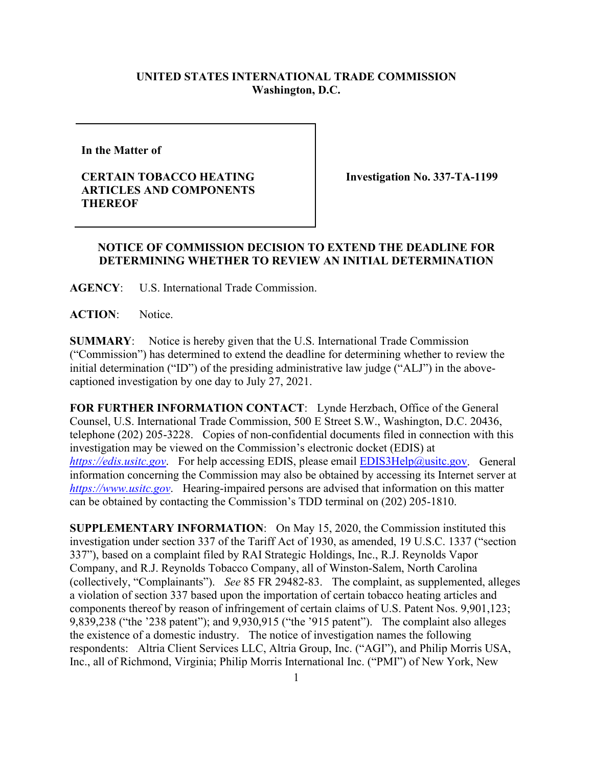**UNITED STATES INTERNATIONAL TRADE COMMISSION**
**Washington, D.C.**

| | |
|---|---|
| **In the Matter of**<br><br>**CERTAIN TOBACCO HEATING ARTICLES AND COMPONENTS THEREOF** | **Investigation No. 337-TA-1199** |

**NOTICE OF COMMISSION DECISION TO EXTEND THE DEADLINE FOR DETERMINING WHETHER TO REVIEW AN INITIAL DETERMINATION**

**AGENCY**: U.S. International Trade Commission.

**ACTION**: Notice.

**SUMMARY**: Notice is hereby given that the U.S. International Trade Commission ("Commission") has determined to extend the deadline for determining whether to review the initial determination ("ID") of the presiding administrative law judge ("ALJ") in the above-captioned investigation by one day to July 27, 2021.

**FOR FURTHER INFORMATION CONTACT**: Lynde Herzbach, Office of the General Counsel, U.S. International Trade Commission, 500 E Street S.W., Washington, D.C. 20436, telephone (202) 205-3228. Copies of non-confidential documents filed in connection with this investigation may be viewed on the Commission's electronic docket (EDIS) at *https://edis.usitc.gov*. For help accessing EDIS, please email EDIS3Help@usitc.gov. General information concerning the Commission may also be obtained by accessing its Internet server at *https://www.usitc.gov*. Hearing-impaired persons are advised that information on this matter can be obtained by contacting the Commission's TDD terminal on (202) 205-1810.

**SUPPLEMENTARY INFORMATION**: On May 15, 2020, the Commission instituted this investigation under section 337 of the Tariff Act of 1930, as amended, 19 U.S.C. 1337 ("section 337"), based on a complaint filed by RAI Strategic Holdings, Inc., R.J. Reynolds Vapor Company, and R.J. Reynolds Tobacco Company, all of Winston-Salem, North Carolina (collectively, "Complainants"). *See* 85 FR 29482-83. The complaint, as supplemented, alleges a violation of section 337 based upon the importation of certain tobacco heating articles and components thereof by reason of infringement of certain claims of U.S. Patent Nos. 9,901,123; 9,839,238 ("the '238 patent"); and 9,930,915 ("the '915 patent"). The complaint also alleges the existence of a domestic industry. The notice of investigation names the following respondents: Altria Client Services LLC, Altria Group, Inc. ("AGI"), and Philip Morris USA, Inc., all of Richmond, Virginia; Philip Morris International Inc. ("PMI") of New York, New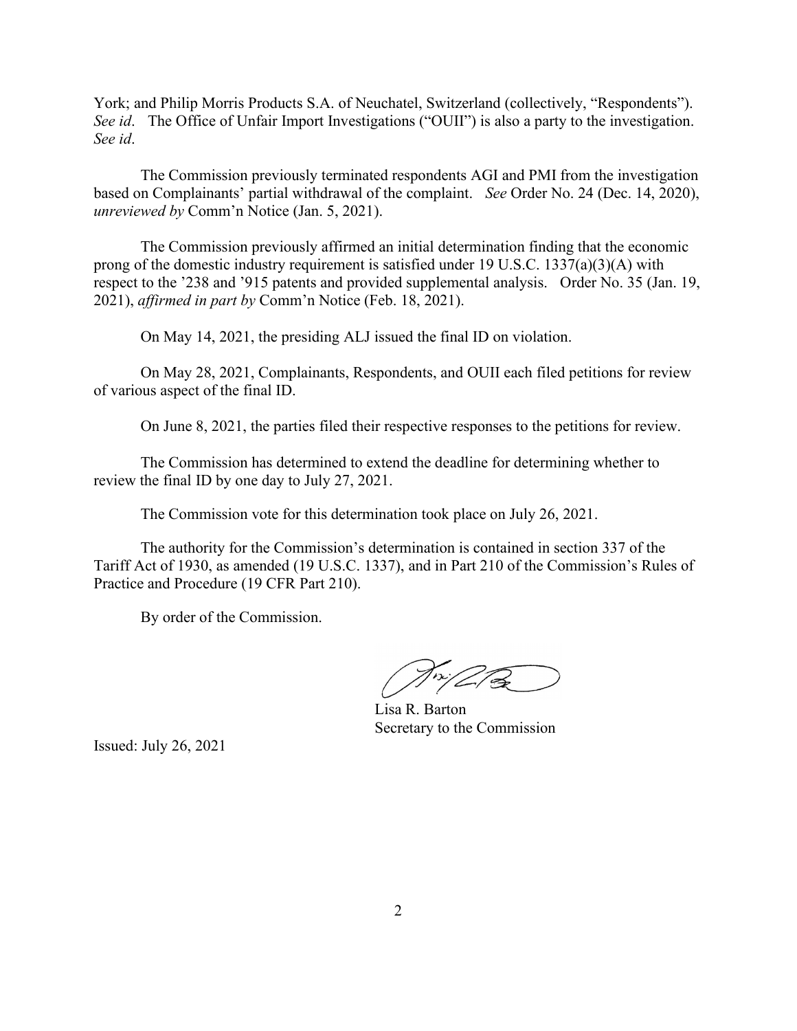York; and Philip Morris Products S.A. of Neuchatel, Switzerland (collectively, "Respondents"). *See id*. The Office of Unfair Import Investigations ("OUII") is also a party to the investigation. *See id*.

The Commission previously terminated respondents AGI and PMI from the investigation based on Complainants' partial withdrawal of the complaint. *See* Order No. 24 (Dec. 14, 2020), *unreviewed by* Comm'n Notice (Jan. 5, 2021).

The Commission previously affirmed an initial determination finding that the economic prong of the domestic industry requirement is satisfied under 19 U.S.C. 1337(a)(3)(A) with respect to the '238 and '915 patents and provided supplemental analysis. Order No. 35 (Jan. 19, 2021), *affirmed in part by* Comm'n Notice (Feb. 18, 2021).

On May 14, 2021, the presiding ALJ issued the final ID on violation.

On May 28, 2021, Complainants, Respondents, and OUII each filed petitions for review of various aspect of the final ID.

On June 8, 2021, the parties filed their respective responses to the petitions for review.

The Commission has determined to extend the deadline for determining whether to review the final ID by one day to July 27, 2021.

The Commission vote for this determination took place on July 26, 2021.

The authority for the Commission's determination is contained in section 337 of the Tariff Act of 1930, as amended (19 U.S.C. 1337), and in Part 210 of the Commission's Rules of Practice and Procedure (19 CFR Part 210).

By order of the Commission.

Lisa R. Barton
Secretary to the Commission

Issued: July 26, 2021